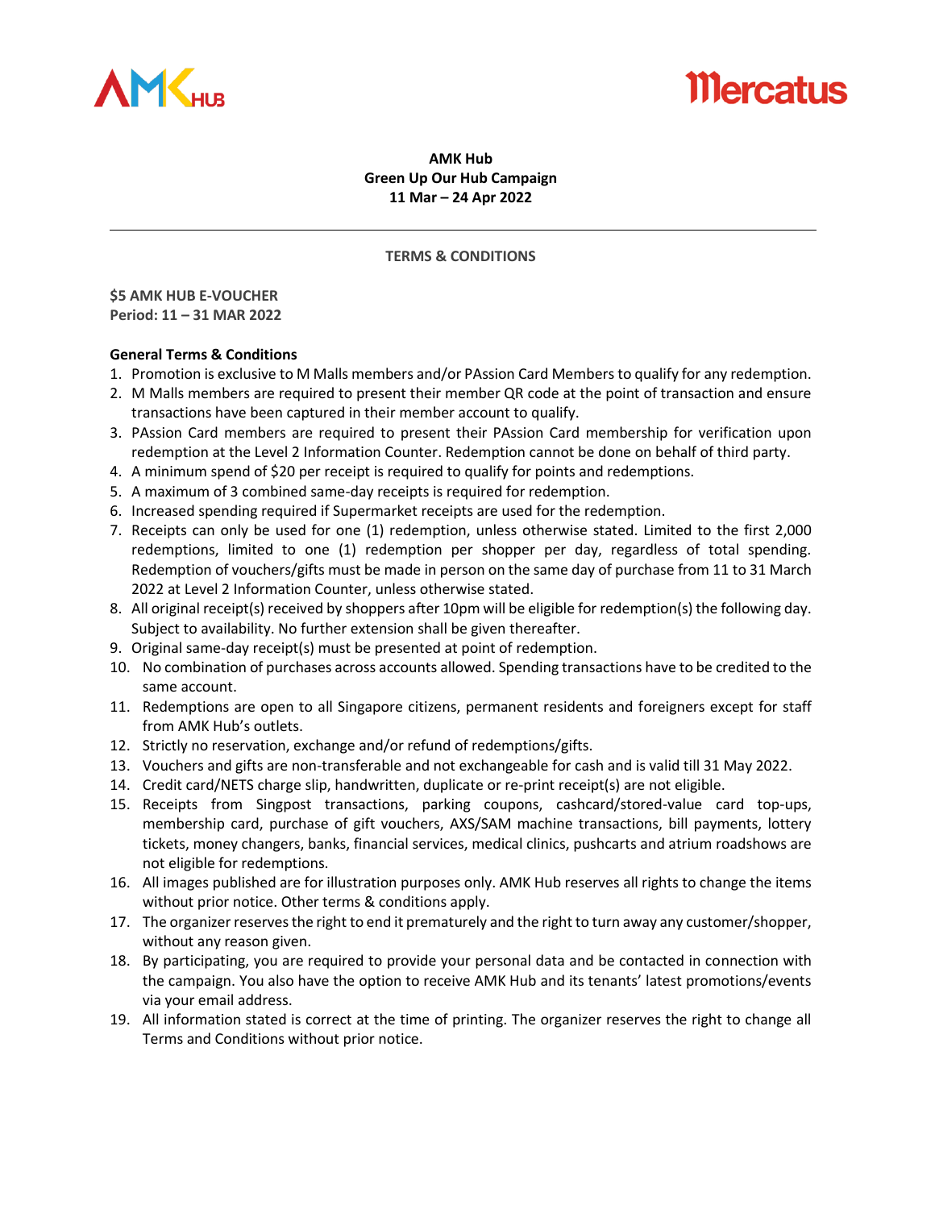**AMK Hub**
**Green Up Our Hub Campaign**
**11 Mar – 24 Apr 2022**

---

**TERMS & CONDITIONS**

**$5 AMK HUB E-VOUCHER**
**Period: 11 – 31 MAR 2022**

**General Terms & Conditions**

1. Promotion is exclusive to M Malls members and/or PAssion Card Members to qualify for any redemption.
2. M Malls members are required to present their member QR code at the point of transaction and ensure transactions have been captured in their member account to qualify.
3. PAssion Card members are required to present their PAssion Card membership for verification upon redemption at the Level 2 Information Counter. Redemption cannot be done on behalf of third party.
4. A minimum spend of $20 per receipt is required to qualify for points and redemptions.
5. A maximum of 3 combined same-day receipts is required for redemption.
6. Increased spending required if Supermarket receipts are used for the redemption.
7. Receipts can only be used for one (1) redemption, unless otherwise stated. Limited to the first 2,000 redemptions, limited to one (1) redemption per shopper per day, regardless of total spending. Redemption of vouchers/gifts must be made in person on the same day of purchase from 11 to 31 March 2022 at Level 2 Information Counter, unless otherwise stated.
8. All original receipt(s) received by shoppers after 10pm will be eligible for redemption(s) the following day. Subject to availability. No further extension shall be given thereafter.
9. Original same-day receipt(s) must be presented at point of redemption.
10. No combination of purchases across accounts allowed. Spending transactions have to be credited to the same account.
11. Redemptions are open to all Singapore citizens, permanent residents and foreigners except for staff from AMK Hub's outlets.
12. Strictly no reservation, exchange and/or refund of redemptions/gifts.
13. Vouchers and gifts are non-transferable and not exchangeable for cash and is valid till 31 May 2022.
14. Credit card/NETS charge slip, handwritten, duplicate or re-print receipt(s) are not eligible.
15. Receipts from Singpost transactions, parking coupons, cashcard/stored-value card top-ups, membership card, purchase of gift vouchers, AXS/SAM machine transactions, bill payments, lottery tickets, money changers, banks, financial services, medical clinics, pushcarts and atrium roadshows are not eligible for redemptions.
16. All images published are for illustration purposes only. AMK Hub reserves all rights to change the items without prior notice. Other terms & conditions apply.
17. The organizer reserves the right to end it prematurely and the right to turn away any customer/shopper, without any reason given.
18. By participating, you are required to provide your personal data and be contacted in connection with the campaign. You also have the option to receive AMK Hub and its tenants' latest promotions/events via your email address.
19. All information stated is correct at the time of printing. The organizer reserves the right to change all Terms and Conditions without prior notice.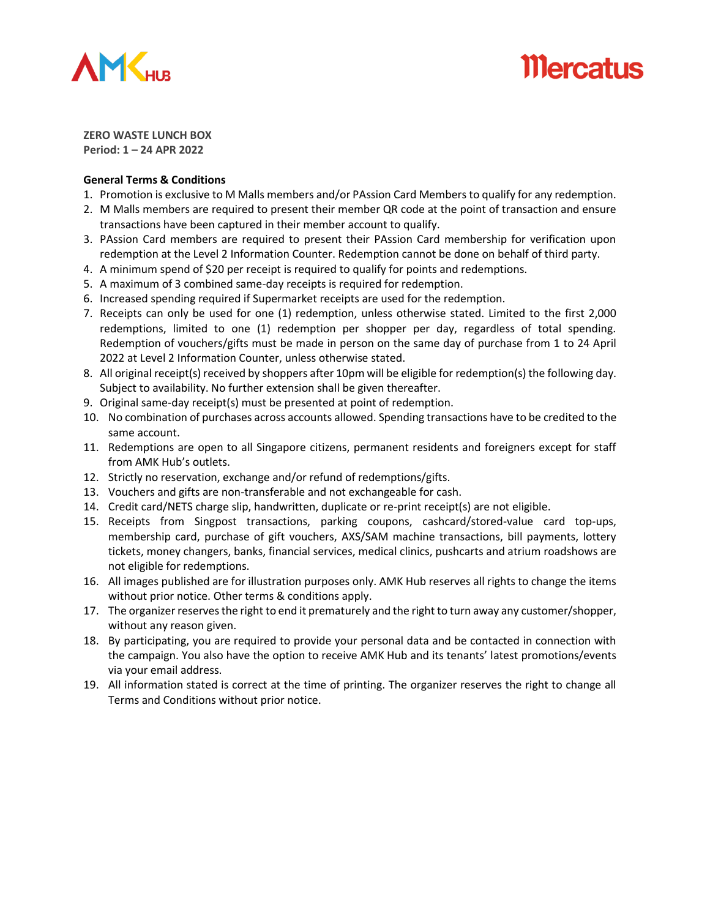**ZERO WASTE LUNCH BOX**
**Period: 1 – 24 APR 2022**

**General Terms & Conditions**

1. Promotion is exclusive to M Malls members and/or PAssion Card Members to qualify for any redemption.
2. M Malls members are required to present their member QR code at the point of transaction and ensure transactions have been captured in their member account to qualify.
3. PAssion Card members are required to present their PAssion Card membership for verification upon redemption at the Level 2 Information Counter. Redemption cannot be done on behalf of third party.
4. A minimum spend of $20 per receipt is required to qualify for points and redemptions.
5. A maximum of 3 combined same-day receipts is required for redemption.
6. Increased spending required if Supermarket receipts are used for the redemption.
7. Receipts can only be used for one (1) redemption, unless otherwise stated. Limited to the first 2,000 redemptions, limited to one (1) redemption per shopper per day, regardless of total spending. Redemption of vouchers/gifts must be made in person on the same day of purchase from 1 to 24 April 2022 at Level 2 Information Counter, unless otherwise stated.
8. All original receipt(s) received by shoppers after 10pm will be eligible for redemption(s) the following day. Subject to availability. No further extension shall be given thereafter.
9. Original same-day receipt(s) must be presented at point of redemption.
10. No combination of purchases across accounts allowed. Spending transactions have to be credited to the same account.
11. Redemptions are open to all Singapore citizens, permanent residents and foreigners except for staff from AMK Hub's outlets.
12. Strictly no reservation, exchange and/or refund of redemptions/gifts.
13. Vouchers and gifts are non-transferable and not exchangeable for cash.
14. Credit card/NETS charge slip, handwritten, duplicate or re-print receipt(s) are not eligible.
15. Receipts from Singpost transactions, parking coupons, cashcard/stored-value card top-ups, membership card, purchase of gift vouchers, AXS/SAM machine transactions, bill payments, lottery tickets, money changers, banks, financial services, medical clinics, pushcarts and atrium roadshows are not eligible for redemptions.
16. All images published are for illustration purposes only. AMK Hub reserves all rights to change the items without prior notice. Other terms & conditions apply.
17. The organizer reserves the right to end it prematurely and the right to turn away any customer/shopper, without any reason given.
18. By participating, you are required to provide your personal data and be contacted in connection with the campaign. You also have the option to receive AMK Hub and its tenants' latest promotions/events via your email address.
19. All information stated is correct at the time of printing. The organizer reserves the right to change all Terms and Conditions without prior notice.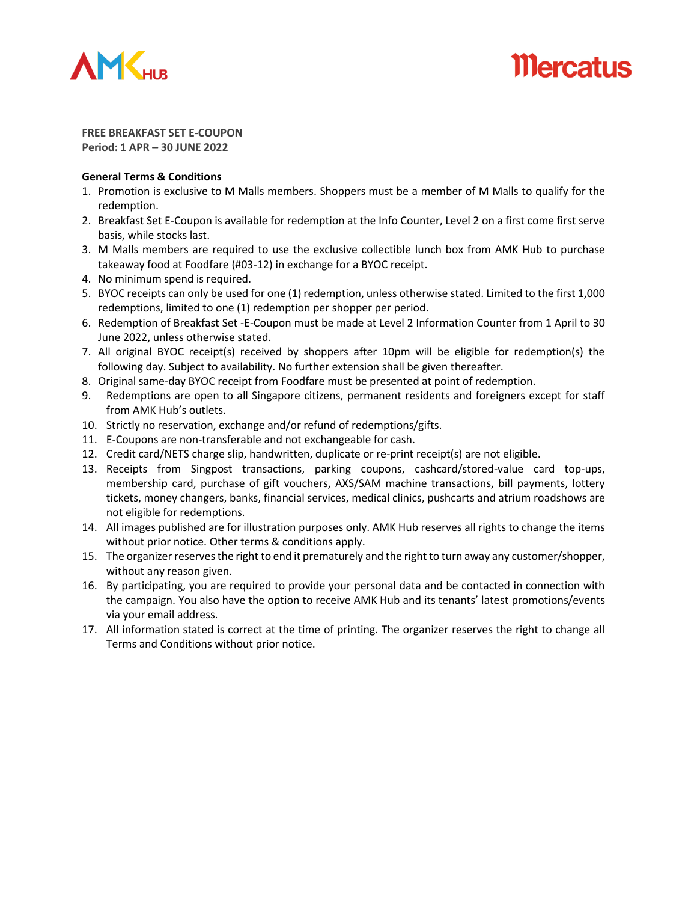**FREE BREAKFAST SET E-COUPON**
**Period: 1 APR – 30 JUNE 2022**

**General Terms & Conditions**

1. Promotion is exclusive to M Malls members. Shoppers must be a member of M Malls to qualify for the redemption.
2. Breakfast Set E-Coupon is available for redemption at the Info Counter, Level 2 on a first come first serve basis, while stocks last.
3. M Malls members are required to use the exclusive collectible lunch box from AMK Hub to purchase takeaway food at Foodfare (#03-12) in exchange for a BYOC receipt.
4. No minimum spend is required.
5. BYOC receipts can only be used for one (1) redemption, unless otherwise stated. Limited to the first 1,000 redemptions, limited to one (1) redemption per shopper per period.
6. Redemption of Breakfast Set -E-Coupon must be made at Level 2 Information Counter from 1 April to 30 June 2022, unless otherwise stated.
7. All original BYOC receipt(s) received by shoppers after 10pm will be eligible for redemption(s) the following day. Subject to availability. No further extension shall be given thereafter.
8. Original same-day BYOC receipt from Foodfare must be presented at point of redemption.
9. Redemptions are open to all Singapore citizens, permanent residents and foreigners except for staff from AMK Hub's outlets.
10. Strictly no reservation, exchange and/or refund of redemptions/gifts.
11. E-Coupons are non-transferable and not exchangeable for cash.
12. Credit card/NETS charge slip, handwritten, duplicate or re-print receipt(s) are not eligible.
13. Receipts from Singpost transactions, parking coupons, cashcard/stored-value card top-ups, membership card, purchase of gift vouchers, AXS/SAM machine transactions, bill payments, lottery tickets, money changers, banks, financial services, medical clinics, pushcarts and atrium roadshows are not eligible for redemptions.
14. All images published are for illustration purposes only. AMK Hub reserves all rights to change the items without prior notice. Other terms & conditions apply.
15. The organizer reserves the right to end it prematurely and the right to turn away any customer/shopper, without any reason given.
16. By participating, you are required to provide your personal data and be contacted in connection with the campaign. You also have the option to receive AMK Hub and its tenants' latest promotions/events via your email address.
17. All information stated is correct at the time of printing. The organizer reserves the right to change all Terms and Conditions without prior notice.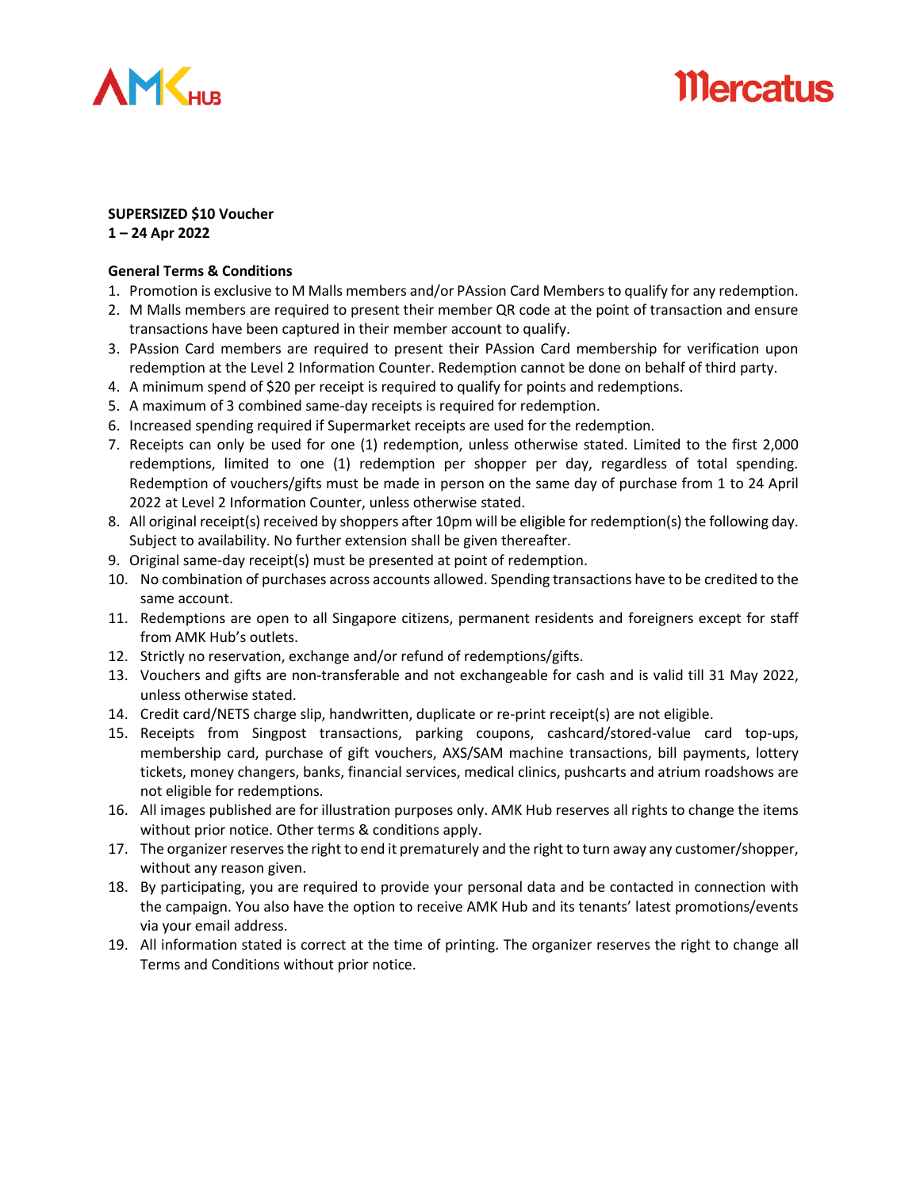**SUPERSIZED $10 Voucher**
**1 – 24 Apr 2022**

**General Terms & Conditions**

1. Promotion is exclusive to M Malls members and/or PAssion Card Members to qualify for any redemption.
2. M Malls members are required to present their member QR code at the point of transaction and ensure transactions have been captured in their member account to qualify.
3. PAssion Card members are required to present their PAssion Card membership for verification upon redemption at the Level 2 Information Counter. Redemption cannot be done on behalf of third party.
4. A minimum spend of $20 per receipt is required to qualify for points and redemptions.
5. A maximum of 3 combined same-day receipts is required for redemption.
6. Increased spending required if Supermarket receipts are used for the redemption.
7. Receipts can only be used for one (1) redemption, unless otherwise stated. Limited to the first 2,000 redemptions, limited to one (1) redemption per shopper per day, regardless of total spending. Redemption of vouchers/gifts must be made in person on the same day of purchase from 1 to 24 April 2022 at Level 2 Information Counter, unless otherwise stated.
8. All original receipt(s) received by shoppers after 10pm will be eligible for redemption(s) the following day. Subject to availability. No further extension shall be given thereafter.
9. Original same-day receipt(s) must be presented at point of redemption.
10. No combination of purchases across accounts allowed. Spending transactions have to be credited to the same account.
11. Redemptions are open to all Singapore citizens, permanent residents and foreigners except for staff from AMK Hub's outlets.
12. Strictly no reservation, exchange and/or refund of redemptions/gifts.
13. Vouchers and gifts are non-transferable and not exchangeable for cash and is valid till 31 May 2022, unless otherwise stated.
14. Credit card/NETS charge slip, handwritten, duplicate or re-print receipt(s) are not eligible.
15. Receipts from Singpost transactions, parking coupons, cashcard/stored-value card top-ups, membership card, purchase of gift vouchers, AXS/SAM machine transactions, bill payments, lottery tickets, money changers, banks, financial services, medical clinics, pushcarts and atrium roadshows are not eligible for redemptions.
16. All images published are for illustration purposes only. AMK Hub reserves all rights to change the items without prior notice. Other terms & conditions apply.
17. The organizer reserves the right to end it prematurely and the right to turn away any customer/shopper, without any reason given.
18. By participating, you are required to provide your personal data and be contacted in connection with the campaign. You also have the option to receive AMK Hub and its tenants' latest promotions/events via your email address.
19. All information stated is correct at the time of printing. The organizer reserves the right to change all Terms and Conditions without prior notice.